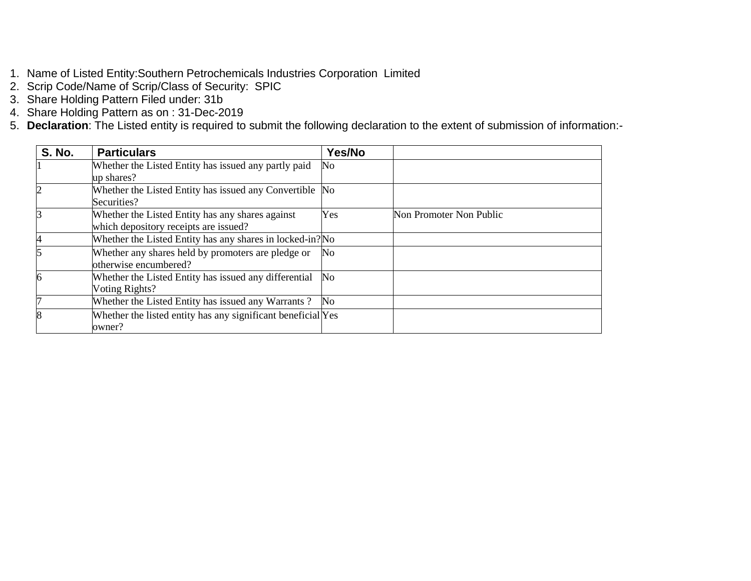1. Name of Listed Entity:Southern Petrochemicals Industries Corporation  Limited
2. Scrip Code/Name of Scrip/Class of Security:  SPIC
3. Share Holding Pattern Filed under: 31b
4. Share Holding Pattern as on : 31-Dec-2019
5. **Declaration**: The Listed entity is required to submit the following declaration to the extent of submission of information:-

| S. No. | Particulars | Yes/No | |
|---|---|---|---|
| 1 | Whether the Listed Entity has issued any partly paid up shares? | No | |
| 2 | Whether the Listed Entity has issued any Convertible Securities? | No | |
| 3 | Whether the Listed Entity has any shares against which depository receipts are issued? | Yes | Non Promoter Non Public |
| 4 | Whether the Listed Entity has any shares in locked-in? | No | |
| 5 | Whether any shares held by promoters are pledge or otherwise encumbered? | No | |
| 6 | Whether the Listed Entity has issued any differential Voting Rights? | No | |
| 7 | Whether the Listed Entity has issued any Warrants ? | No | |
| 8 | Whether the listed entity has any significant beneficial owner? | Yes | |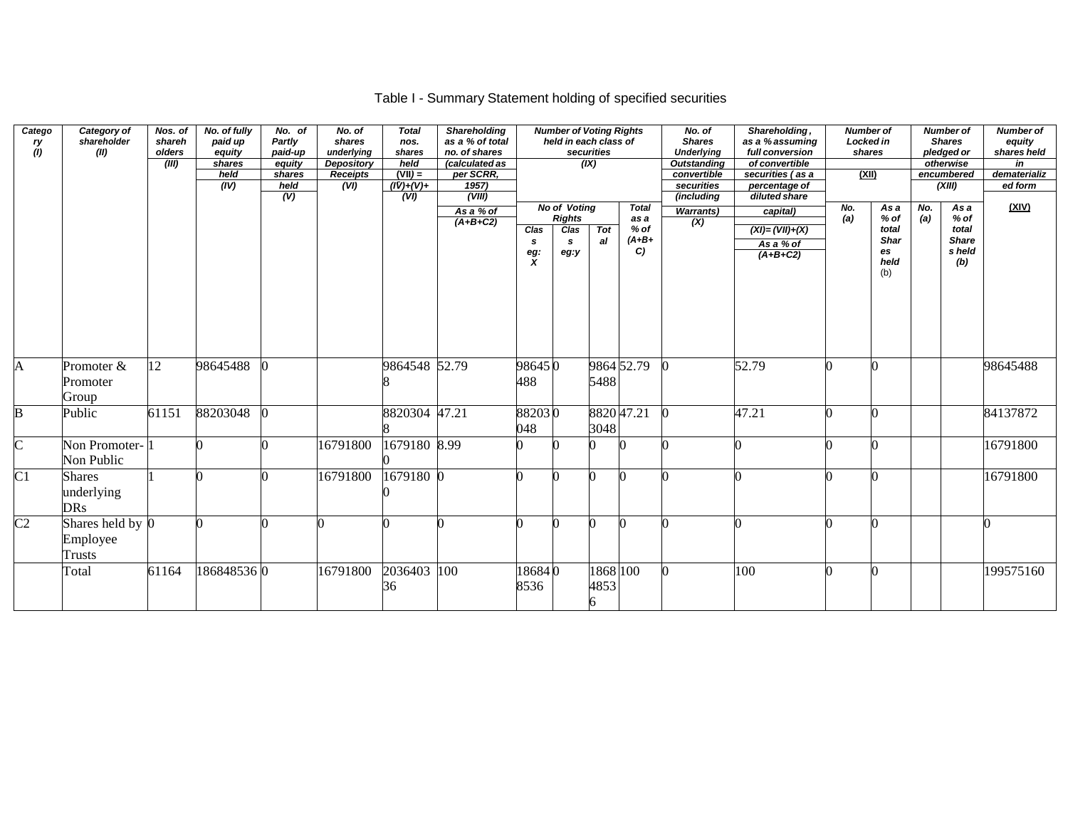# Table I - Summary Statement holding of specified securities

| Category (I) | Category of shareholder (II) | Nos. of shareholders (III) | No. of fully paid up equity shares held (IV) | No. of Partly paid-up equity shares held (V) | No. of shares underlying Depository Receipts (VI) | Total nos. shares held (VII) = (IV)+(V)+ (VI) | Shareholding as a % of total no. of shares (calculated as per SCRR, 1957) (VIII) As a % of (A+B+C2) | Number of Voting Rights held in each class of securities (IX) | | | | No. of Shares Underlying Outstanding convertible securities (including Warrants) (X) | Shareholding , as a % assuming full conversion of convertible securities ( as a percentage of diluted share capital) (XI)= (VII)+(X) As a % of (A+B+C2) | Number of Locked in shares (XII) | | Number of Shares pledged or otherwise encumbered (XIII) | | Number of equity shares held in dematerialized form (XIV) |
|---|---|---|---|---|---|---|---|---|---|---|---|---|---|---|---|---|---|---|
| | | | | | | | | No of Voting Rights | | | Total as a % of (A+B+C) | | | No. (a) | As a % of total Shares held (b) | No. (a) | As a % of total Shares held (b) | |
| | | | | | | | | Class eg: X | Class eg:y | Total | | | | | | | | |
| A | Promoter & Promoter Group | 12 | 98645488 | 0 | | 98645488 | 52.79 | 98645488 | 0 | 98645488 | 52.79 | 0 | 52.79 | 0 | 0 | | | 98645488 |
| B | Public | 61151 | 88203048 | 0 | | 88203048 | 47.21 | 88203048 | 0 | 88203048 | 47.21 | 0 | 47.21 | 0 | 0 | | | 84137872 |
| C | Non Promoter-Non Public | 1 | 0 | 0 | 16791800 | 16791800 | 8.99 | 0 | 0 | 0 | 0 | 0 | 0 | 0 | 0 | | | 16791800 |
| C1 | Shares underlying DRs | 1 | 0 | 0 | 16791800 | 16791800 | 0 | 0 | 0 | 0 | 0 | 0 | 0 | 0 | 0 | | | 16791800 |
| C2 | Shares held by Employee Trusts | 0 | 0 | 0 | 0 | 0 | 0 | 0 | 0 | 0 | 0 | 0 | 0 | 0 | 0 | | | 0 |
| | Total | 61164 | 186848536 | 0 | 16791800 | 203640336 | 100 | 186848536 | 0 | 186848536 | 100 | 0 | 100 | 0 | 0 | | | 199575160 |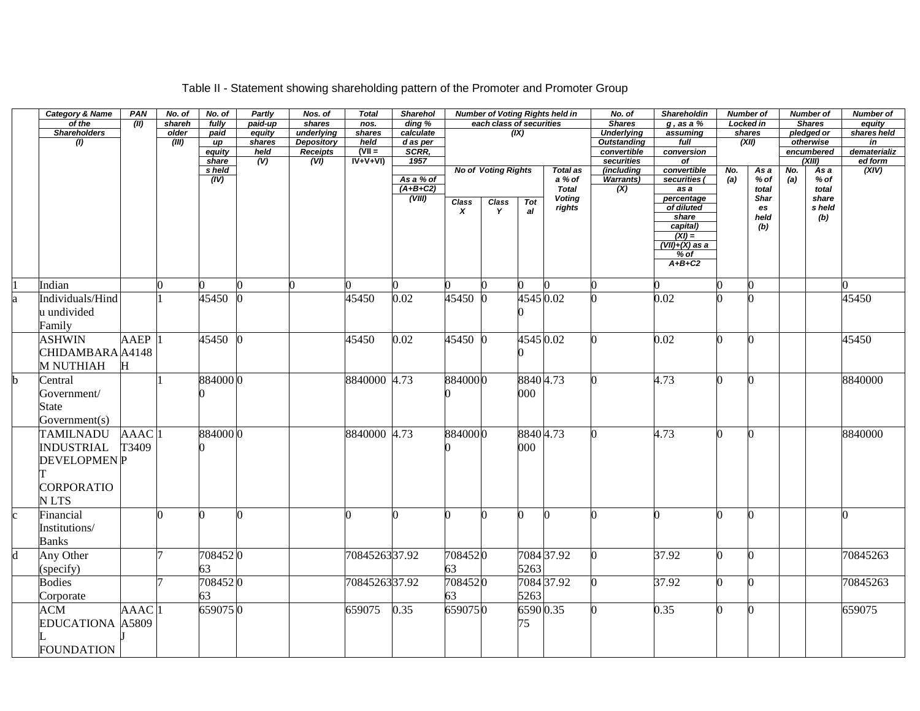## Table II - Statement showing shareholding pattern of the Promoter and Promoter Group

| | Category & Name of the Shareholders (I) | PAN (II) | No. of shareholder (III) | No. of fully paid up equity shares held (IV) | Partly paid-up equity shares held (V) | Nos. of shares underlying Depository Receipts (VI) | Total nos. shares held (VII = IV+V+VI) | Shareholding % calculated as per SCRR, 1957 As a % of (A+B+C2) (VIII) | Number of Voting Rights held in each class of securities (IX) | | | | No. of Shares Underlying Outstanding convertible securities (including Warrants) (X) | Shareholding , as a % assuming full conversion of convertible securities ( as a percentage of diluted share capital) (XI) = (VII)+(X) as a % of A+B+C2 | Number of Locked in shares (XII) | | Number of Shares pledged or otherwise encumbered (XIII) | | Number of equity shares held in dematerialized form (XIV) |
|---|---|---|---|---|---|---|---|---|---|---|---|---|---|---|---|---|---|---|---|
| | | | | | | | | | No of Voting Rights | | | Total as a % of Total Voting rights | | | No. (a) | As a % of total Shares held (b) | No. (a) | As a % of total shares held (b) | |
| | | | | | | | | | Class X | Class Y | Total | | | | | | | | |
| 1 | Indian | | 0 | 0 | 0 | 0 | 0 | 0 | 0 | 0 | 0 | 0 | 0 | 0 | 0 | 0 | | | 0 |
| a | Individuals/Hindu undivided Family | | 1 | 45450 | 0 | | 45450 | 0.02 | 45450 | 0 | 45450 | 0.02 | 0 | 0.02 | 0 | 0 | | | 45450 |
| | ASHWIN CHIDAMBARAM NUTHIAH | AAEPA4148H | 1 | 45450 | 0 | | 45450 | 0.02 | 45450 | 0 | 45450 | 0.02 | 0 | 0.02 | 0 | 0 | | | 45450 |
| b | Central Government/ State Government(s) | | 1 | 8840000 | 0 | | 8840000 | 4.73 | 8840000 | 0 | 8840000 | 4.73 | 0 | 4.73 | 0 | 0 | | | 8840000 |
| | TAMILNADU INDUSTRIAL DEVELOPMENT CORPORATION LTS | AAACT3409P | 1 | 8840000 | 0 | | 8840000 | 4.73 | 8840000 | 0 | 8840000 | 4.73 | 0 | 4.73 | 0 | 0 | | | 8840000 |
| c | Financial Institutions/ Banks | | 0 | 0 | 0 | | 0 | 0 | 0 | 0 | 0 | 0 | 0 | 0 | 0 | 0 | | | 0 |
| d | Any Other (specify) | | 7 | 70845263 | 0 | | 70845263 | 37.92 | 70845263 | 0 | 70845263 | 37.92 | 0 | 37.92 | 0 | 0 | | | 70845263 |
| | Bodies Corporate | | 7 | 70845263 | 0 | | 70845263 | 37.92 | 70845263 | 0 | 70845263 | 37.92 | 0 | 37.92 | 0 | 0 | | | 70845263 |
| | ACM EDUCATIONAL FOUNDATION | AAACA5809J | 1 | 659075 | 0 | | 659075 | 0.35 | 659075 | 0 | 659075 | 0.35 | 0 | 0.35 | 0 | 0 | | | 659075 |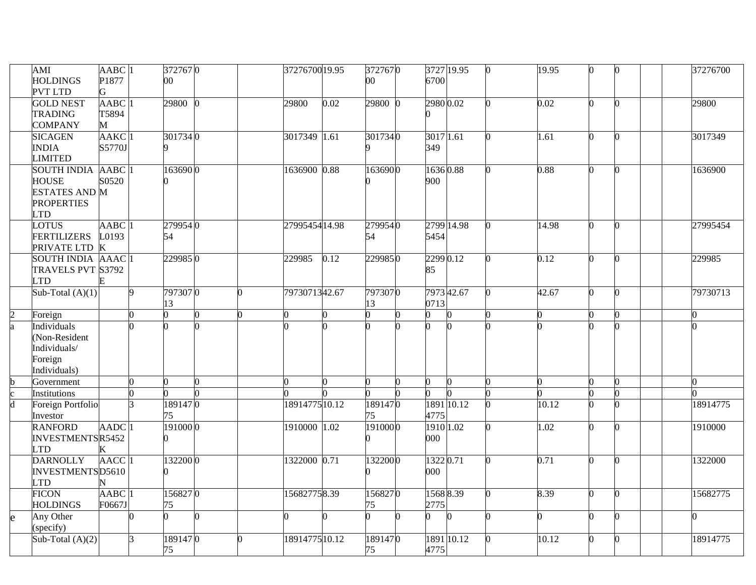| | | | | | | | | | | | | | | | | | | | |
|---|---|---|---|---|---|---|---|---|---|---|---|---|---|---|---|---|---|---|---|
| | AMI HOLDINGS PVT LTD | AABCP1877G | 1 | 37276700 | 0 | | 37276700 | 19.95 | 37276700 | 0 | 37276700 | 19.95 | 0 | 19.95 | 0 | 0 | | | 37276700 |
| | GOLD NEST TRADING COMPANY | AABCT5894M | 1 | 29800 | 0 | | 29800 | 0.02 | 29800 | 0 | 29800 | 0.02 | 0 | 0.02 | 0 | 0 | | | 29800 |
| | SICAGEN INDIA LIMITED | AAKCS5770J | 1 | 3017349 | 0 | | 3017349 | 1.61 | 3017349 | 0 | 3017349 | 1.61 | 0 | 1.61 | 0 | 0 | | | 3017349 |
| | SOUTH INDIA HOUSE ESTATES AND PROPERTIES LTD | AABCS0520M | 1 | 1636900 | 0 | | 1636900 | 0.88 | 1636900 | 0 | 1636900 | 0.88 | 0 | 0.88 | 0 | 0 | | | 1636900 |
| | LOTUS FERTILIZERS PRIVATE LTD | AABCL0193K | 1 | 27995454 | 0 | | 27995454 | 14.98 | 27995454 | 0 | 27995454 | 14.98 | 0 | 14.98 | 0 | 0 | | | 27995454 |
| | SOUTH INDIA TRAVELS PVT LTD | AAACS3792E | 1 | 229985 | 0 | | 229985 | 0.12 | 229985 | 0 | 229985 | 0.12 | 0 | 0.12 | 0 | 0 | | | 229985 |
| | Sub-Total (A)(1) | | 9 | 79730713 | 0 | 0 | 79730713 | 42.67 | 79730713 | 0 | 79730713 | 42.67 | 0 | 42.67 | 0 | 0 | | | 79730713 |
| 2 | Foreign | | 0 | 0 | 0 | 0 | 0 | 0 | 0 | 0 | 0 | 0 | 0 | 0 | 0 | 0 | | | 0 |
| a | Individuals (Non-Resident Individuals/ Foreign Individuals) | | 0 | 0 | 0 | | 0 | 0 | 0 | 0 | 0 | 0 | 0 | 0 | 0 | 0 | | | 0 |
| b | Government | | 0 | 0 | 0 | | 0 | 0 | 0 | 0 | 0 | 0 | 0 | 0 | 0 | 0 | | | 0 |
| c | Institutions | | 0 | 0 | 0 | | 0 | 0 | 0 | 0 | 0 | 0 | 0 | 0 | 0 | 0 | | | 0 |
| d | Foreign Portfolio Investor | | 3 | 18914775 | 0 | | 18914775 | 10.12 | 18914775 | 0 | 18914775 | 10.12 | 0 | 10.12 | 0 | 0 | | | 18914775 |
| | RANFORD INVESTMENTS LTD | AADCR5452K | 1 | 1910000 | 0 | | 1910000 | 1.02 | 1910000 | 0 | 1910000 | 1.02 | 0 | 1.02 | 0 | 0 | | | 1910000 |
| | DARNOLLY INVESTMENTS LTD | AACCD5610N | 1 | 1322000 | 0 | | 1322000 | 0.71 | 1322000 | 0 | 1322000 | 0.71 | 0 | 0.71 | 0 | 0 | | | 1322000 |
| | FICON HOLDINGS | AABCF0667J | 1 | 15682775 | 0 | | 15682775 | 8.39 | 15682775 | 0 | 15682775 | 8.39 | 0 | 8.39 | 0 | 0 | | | 15682775 |
| e | Any Other (specify) | | 0 | 0 | 0 | | 0 | 0 | 0 | 0 | 0 | 0 | 0 | 0 | 0 | 0 | | | 0 |
| | Sub-Total (A)(2) | | 3 | 18914775 | 0 | 0 | 18914775 | 10.12 | 18914775 | 0 | 18914775 | 10.12 | 0 | 10.12 | 0 | 0 | | | 18914775 |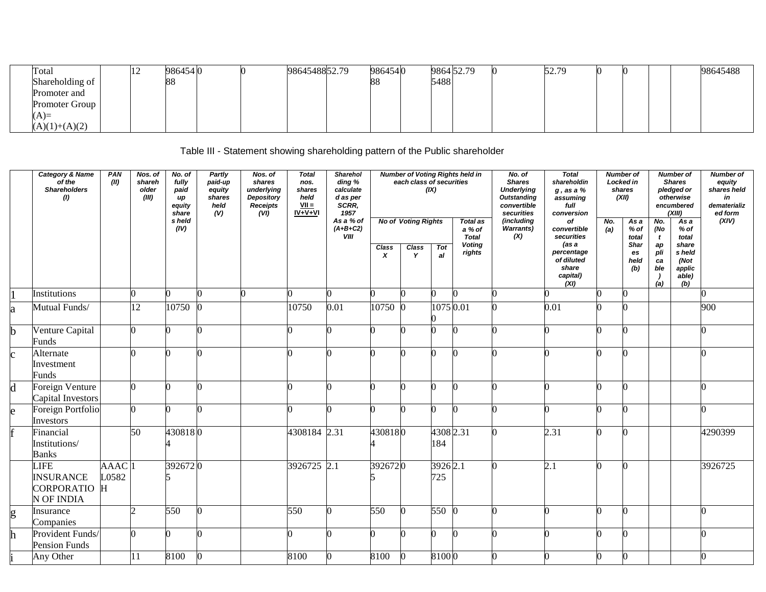| | Total Shareholding of Promoter and Promoter Group (A)= (A)(1)+(A)(2) | | 12 | 98645488 | 0 | 0 | 98645488 | 52.79 | 98645488 | 0 | 98645488 | 52.79 | 0 | 52.79 | 0 | 0 | | | 98645488 |
|---|---|---|---|---|---|---|---|---|---|---|---|---|---|---|---|---|---|---|---|

Table III - Statement showing shareholding pattern of the Public shareholder

| | Category & Name of the Shareholders (I) | PAN (II) | Nos. of shareholder (III) | No. of fully paid up equity shares held (IV) | Partly paid-up equity shares held (V) | Nos. of shares underlying Depository Receipts (VI) | Total nos. shares held VII = IV+V+VI | Shareholding % calculated as per SCRR, 1957 As a % of (A+B+C2) VIII | Number of Voting Rights held in each class of securities (IX) | | | | No. of Shares Underlying Outstanding convertible securities (including Warrants) (X) | Total shareholding , as a % assuming full conversion of convertible securities (as a percentage of diluted share capital) (XI) | Number of Locked in shares (XII) | | Number of Shares pledged or otherwise encumbered (XIII) | | Number of equity shares held in dematerialized form (XIV) |
|---|---|---|---|---|---|---|---|---|---|---|---|---|---|---|---|---|---|---|---|
| | | | | | | | | | No of Voting Rights | | | Total as a % of Total Voting rights | | | No. (a) | As a % of total Shares held (b) | No. (Not applicable) (a) | As a % of total shares held (Not applicable) (b) | |
| | | | | | | | | | Class X | Class Y | Total | | | | | | | | |
| 1 | Institutions | | 0 | 0 | 0 | 0 | 0 | 0 | 0 | 0 | 0 | 0 | 0 | 0 | 0 | 0 | | | 0 |
| a | Mutual Funds/ | | 12 | 10750 | 0 | | 10750 | 0.01 | 10750 | 0 | 10750 | 0.01 | 0 | 0.01 | 0 | 0 | | | 900 |
| b | Venture Capital Funds | | 0 | 0 | 0 | | 0 | 0 | 0 | 0 | 0 | 0 | 0 | 0 | 0 | 0 | | | 0 |
| c | Alternate Investment Funds | | 0 | 0 | 0 | | 0 | 0 | 0 | 0 | 0 | 0 | 0 | 0 | 0 | 0 | | | 0 |
| d | Foreign Venture Capital Investors | | 0 | 0 | 0 | | 0 | 0 | 0 | 0 | 0 | 0 | 0 | 0 | 0 | 0 | | | 0 |
| e | Foreign Portfolio Investors | | 0 | 0 | 0 | | 0 | 0 | 0 | 0 | 0 | 0 | 0 | 0 | 0 | 0 | | | 0 |
| f | Financial Institutions/ Banks | | 50 | 4308184 | 0 | | 4308184 | 2.31 | 4308184 | 0 | 4308184 | 2.31 | 0 | 2.31 | 0 | 0 | | | 4290399 |
| | LIFE INSURANCE CORPORATION OF INDIA | AAACL0582H | 1 | 3926725 | 0 | | 3926725 | 2.1 | 3926725 | 0 | 3926725 | 2.1 | 0 | 2.1 | 0 | 0 | | | 3926725 |
| g | Insurance Companies | | 2 | 550 | 0 | | 550 | 0 | 550 | 0 | 550 | 0 | 0 | 0 | 0 | 0 | | | 0 |
| h | Provident Funds/ Pension Funds | | 0 | 0 | 0 | | 0 | 0 | 0 | 0 | 0 | 0 | 0 | 0 | 0 | 0 | | | 0 |
| i | Any Other | | 11 | 8100 | 0 | | 8100 | 0 | 8100 | 0 | 8100 | 0 | 0 | 0 | 0 | 0 | | | 0 |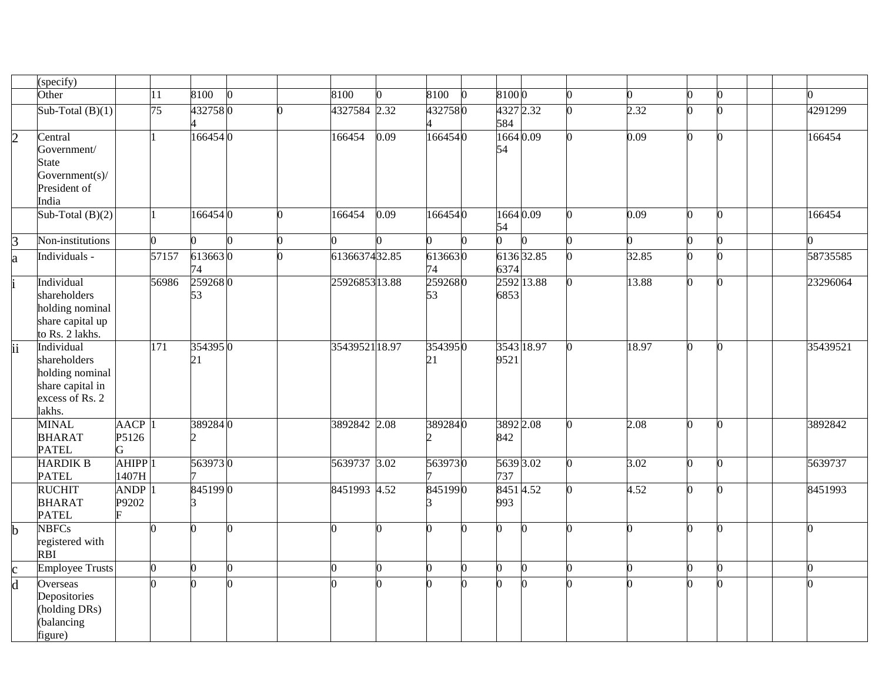| | (specify) | | | | | | | | | | | | | | | | | | |
|---|---|---|---|---|---|---|---|---|---|---|---|---|---|---|---|---|---|---|---|
| | Other | | 11 | 8100 | 0 | | 8100 | 0 | 8100 | 0 | 8100 | 0 | 0 | 0 | 0 | 0 | | | 0 |
| | Sub-Total (B)(1) | | 75 | 4327584 | 0 | 0 | 4327584 | 2.32 | 4327584 | 0 | 4327584 | 2.32 | 0 | 2.32 | 0 | 0 | | | 4291299 |
| 2 | Central Government/ State Government(s)/ President of India | | 1 | 166454 | 0 | | 166454 | 0.09 | 166454 | 0 | 166454 | 0.09 | 0 | 0.09 | 0 | 0 | | | 166454 |
| | Sub-Total (B)(2) | | 1 | 166454 | 0 | 0 | 166454 | 0.09 | 166454 | 0 | 166454 | 0.09 | 0 | 0.09 | 0 | 0 | | | 166454 |
| 3 | Non-institutions | | 0 | 0 | 0 | 0 | 0 | 0 | 0 | 0 | 0 | 0 | 0 | 0 | 0 | 0 | | | 0 |
| a | Individuals - | | 57157 | 61366374 | 0 | 0 | 61366374 | 32.85 | 61366374 | 0 | 61366374 | 32.85 | 0 | 32.85 | 0 | 0 | | | 58735585 |
| i | Individual shareholders holding nominal share capital up to Rs. 2 lakhs. | | 56986 | 25926853 | 0 | | 25926853 | 13.88 | 25926853 | 0 | 25926853 | 13.88 | 0 | 13.88 | 0 | 0 | | | 23296064 |
| ii | Individual shareholders holding nominal share capital in excess of Rs. 2 lakhs. | | 171 | 35439521 | 0 | | 35439521 | 18.97 | 35439521 | 0 | 35439521 | 18.97 | 0 | 18.97 | 0 | 0 | | | 35439521 |
| | MINAL BHARAT PATEL | AACPP5126G | 1 | 3892842 | 0 | | 3892842 | 2.08 | 3892842 | 0 | 3892842 | 2.08 | 0 | 2.08 | 0 | 0 | | | 3892842 |
| | HARDIK B PATEL | AHIPP1407H | 1 | 5639737 | 0 | | 5639737 | 3.02 | 5639737 | 0 | 5639737 | 3.02 | 0 | 3.02 | 0 | 0 | | | 5639737 |
| | RUCHIT BHARAT PATEL | ANDPP9202F | 1 | 8451993 | 0 | | 8451993 | 4.52 | 8451993 | 0 | 8451993 | 4.52 | 0 | 4.52 | 0 | 0 | | | 8451993 |
| b | NBFCs registered with RBI | | 0 | 0 | 0 | | 0 | 0 | 0 | 0 | 0 | 0 | 0 | 0 | 0 | 0 | | | 0 |
| c | Employee Trusts | | 0 | 0 | 0 | | 0 | 0 | 0 | 0 | 0 | 0 | 0 | 0 | 0 | 0 | | | 0 |
| d | Overseas Depositories (holding DRs) (balancing figure) | | 0 | 0 | 0 | | 0 | 0 | 0 | 0 | 0 | 0 | 0 | 0 | 0 | 0 | | | 0 |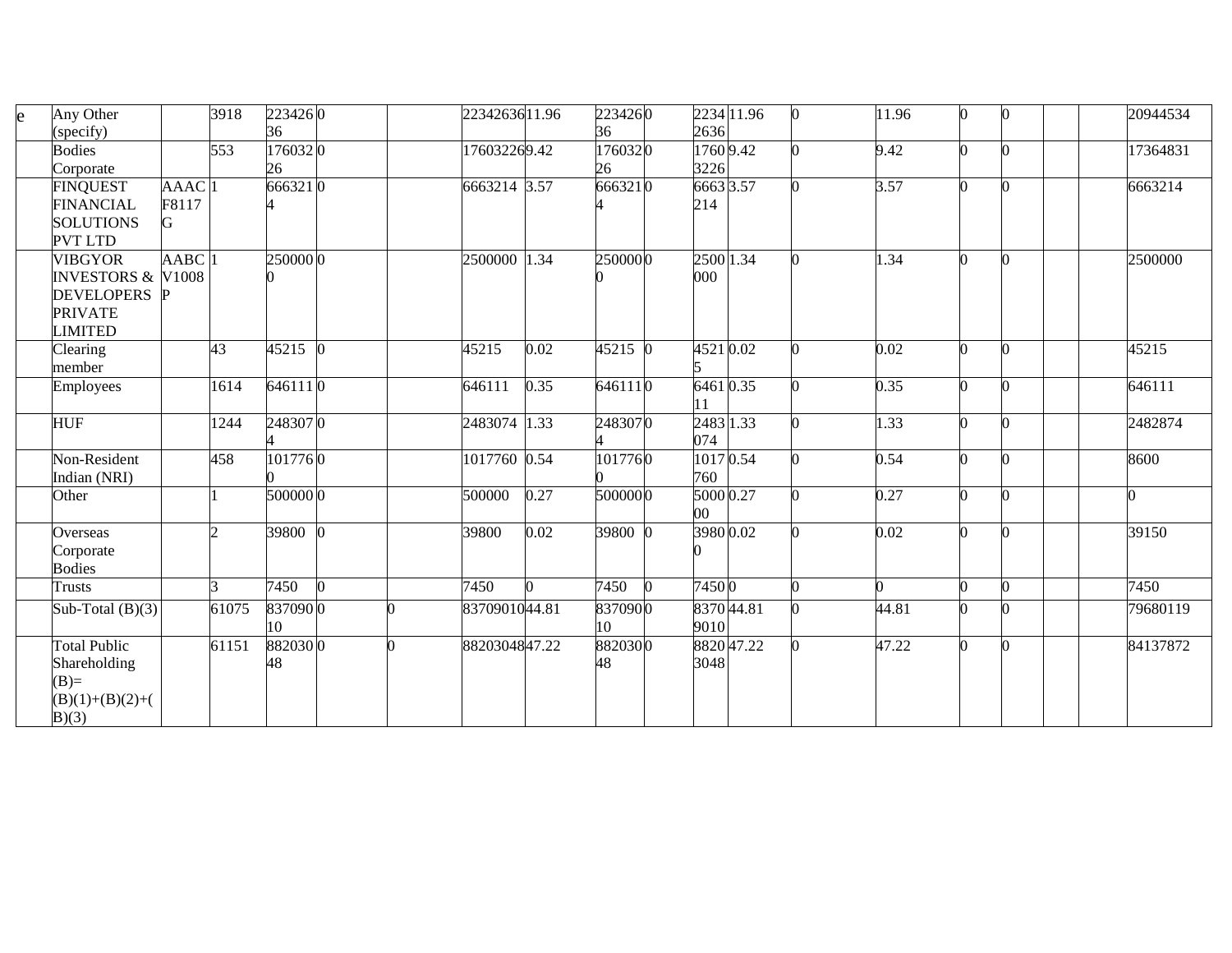| | | | | | | | | | | | | | | | | | | | |
|---|---|---|---|---|---|---|---|---|---|---|---|---|---|---|---|---|---|---|---|
| e | Any Other (specify) | | 3918 | 22342636 | 0 | | 22342636 | 11.96 | 22342636 | 0 | 22342636 | 11.96 | 0 | 11.96 | 0 | 0 | | | 20944534 |
| | Bodies Corporate | | 553 | 17603226 | 0 | | 17603226 | 9.42 | 17603226 | 0 | 17603226 | 9.42 | 0 | 9.42 | 0 | 0 | | | 17364831 |
| | FINQUEST FINANCIAL SOLUTIONS PVT LTD | AAACF8117G | 1 | 6663214 | 0 | | 6663214 | 3.57 | 6663214 | 0 | 6663214 | 3.57 | 0 | 3.57 | 0 | 0 | | | 6663214 |
| | VIBGYOR INVESTORS & DEVELOPERS PRIVATE LIMITED | AABCV1008P | 1 | 2500000 | 0 | | 2500000 | 1.34 | 2500000 | 0 | 2500000 | 1.34 | 0 | 1.34 | 0 | 0 | | | 2500000 |
| | Clearing member | | 43 | 45215 | 0 | | 45215 | 0.02 | 45215 | 0 | 45215 | 0.02 | 0 | 0.02 | 0 | 0 | | | 45215 |
| | Employees | | 1614 | 646111 | 0 | | 646111 | 0.35 | 646111 | 0 | 646111 | 0.35 | 0 | 0.35 | 0 | 0 | | | 646111 |
| | HUF | | 1244 | 2483074 | 0 | | 2483074 | 1.33 | 2483074 | 0 | 2483074 | 1.33 | 0 | 1.33 | 0 | 0 | | | 2482874 |
| | Non-Resident Indian (NRI) | | 458 | 1017760 | 0 | | 1017760 | 0.54 | 1017760 | 0 | 1017760 | 0.54 | 0 | 0.54 | 0 | 0 | | | 8600 |
| | Other | | 1 | 500000 | 0 | | 500000 | 0.27 | 500000 | 0 | 500000 | 0.27 | 0 | 0.27 | 0 | 0 | | | 0 |
| | Overseas Corporate Bodies | | 2 | 39800 | 0 | | 39800 | 0.02 | 39800 | 0 | 39800 | 0.02 | 0 | 0.02 | 0 | 0 | | | 39150 |
| | Trusts | | 3 | 7450 | 0 | | 7450 | 0 | 7450 | 0 | 7450 | 0 | 0 | 0 | 0 | 0 | | | 7450 |
| | Sub-Total (B)(3) | | 61075 | 83709010 | 0 | 0 | 83709010 | 44.81 | 83709010 | 0 | 83709010 | 44.81 | 0 | 44.81 | 0 | 0 | | | 79680119 |
| | Total Public Shareholding (B)= (B)(1)+(B)(2)+(B)(3) | | 61151 | 88203048 | 0 | 0 | 88203048 | 47.22 | 88203048 | 0 | 88203048 | 47.22 | 0 | 47.22 | 0 | 0 | | | 84137872 |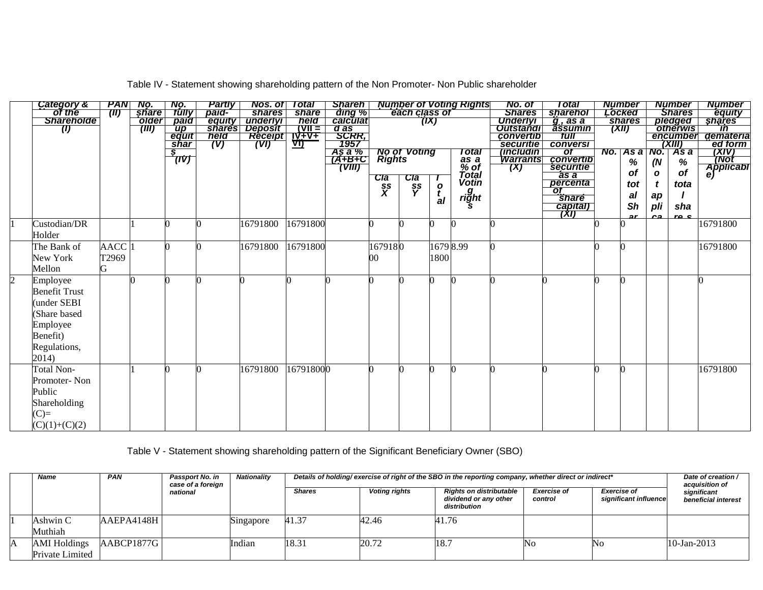Table IV - Statement showing shareholding pattern of the Non Promoter- Non Public shareholder

| | Category & Name of the Shareholders (I) | PAN (II) | No. of shareholder (III) | No. of fully paid up equity shares held (IV) | Partly paid-up equity shares held (V) | Nos. of shares underlying Depository Receipts (VI) | Total nos. shares held (VII = IV+V+VI) | Shareholding % calculated as per SCRR, 1957 As a % of (A+B+C2) (VIII) | Number of Voting Rights held in each class of securities (IX) | | | | No. of Shares Underlying Outstanding convertible securities (including Warrants) (X) | Total shareholding, as a % assuming full conversion of convertible securities (as a percentage of diluted share capital) (XI) | Number of Locked in shares (XII) | | Number of Shares pledged or otherwise encumbered (XIII) | | Number of equity shares held in dematerialized form (XIV) (Not Applicable) |
|---|---|---|---|---|---|---|---|---|---|---|---|---|---|---|---|---|---|---|---|
| | | | | | | | | | No of Voting Rights | | | Total as a % of Total Voting rights | | | No. | As a % of total Shares held | No. (Not applicable) | As a % of total shares held | |
| | | | | | | | | | Class X | Class Y | Total | | | | | | | | |
| 1 | Custodian/DR Holder | | 1 | 0 | 0 | 16791800 | 16791800 | | 0 | 0 | 0 | 0 | 0 | | 0 | 0 | | | 16791800 |
| | The Bank of New York Mellon | AACCT2969G | 1 | 0 | 0 | 16791800 | 16791800 | | 16791800 | 0 | 16791800 | 8.99 | 0 | | 0 | 0 | | | 16791800 |
| 2 | Employee Benefit Trust (under SEBI (Share based Employee Benefit) Regulations, 2014) | | 0 | 0 | 0 | 0 | 0 | 0 | 0 | 0 | 0 | 0 | 0 | 0 | 0 | 0 | | | 0 |
| | Total Non-Promoter- Non Public Shareholding (C)= (C)(1)+(C)(2) | | 1 | 0 | 0 | 16791800 | 16791800 | 0 | 0 | 0 | 0 | 0 | 0 | 0 | 0 | 0 | | | 16791800 |

Table V - Statement showing shareholding pattern of the Significant Beneficiary Owner (SBO)

| | Name | PAN | Passport No. in case of a foreign national | Nationality | Details of holding/ exercise of right of the SBO in the reporting company, whether direct or indirect* | | | | | Date of creation / acquisition of significant beneficial interest |
|---|---|---|---|---|---|---|---|---|---|---|
| | | | | | Shares | Voting rights | Rights on distributable dividend or any other distribution | Exercise of control | Exercise of significant influence | |
| 1 | Ashwin C Muthiah | AAEPA4148H | | Singapore | 41.37 | 42.46 | 41.76 | | | |
| A | AMI Holdings Private Limited | AABCP1877G | | Indian | 18.31 | 20.72 | 18.7 | No | No | 10-Jan-2013 |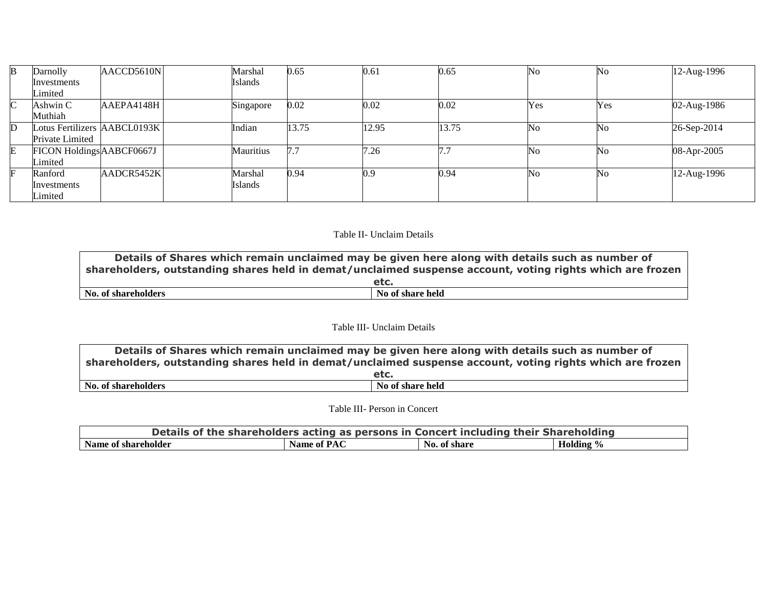| | | | | | | | | | | |
|---|---|---|---|---|---|---|---|---|---|---|
| B | Darnolly Investments Limited | AACCD5610N | | Marshal Islands | 0.65 | 0.61 | 0.65 | No | No | 12-Aug-1996 |
| C | Ashwin C Muthiah | AAEPA4148H | | Singapore | 0.02 | 0.02 | 0.02 | Yes | Yes | 02-Aug-1986 |
| D | Lotus Fertilizers Private Limited | AABCL0193K | | Indian | 13.75 | 12.95 | 13.75 | No | No | 26-Sep-2014 |
| E | FICON Holdings Limited | AABCF0667J | | Mauritius | 7.7 | 7.26 | 7.7 | No | No | 08-Apr-2005 |
| F | Ranford Investments Limited | AADCR5452K | | Marshal Islands | 0.94 | 0.9 | 0.94 | No | No | 12-Aug-1996 |

Table II- Unclaim Details

| Details of Shares which remain unclaimed may be given here along with details such as number of shareholders, outstanding shares held in demat/unclaimed suspense account, voting rights which are frozen etc. | |
|---|---|
| **No. of shareholders** | **No of share held** |

Table III- Unclaim Details

| Details of Shares which remain unclaimed may be given here along with details such as number of shareholders, outstanding shares held in demat/unclaimed suspense account, voting rights which are frozen etc. | |
|---|---|
| **No. of shareholders** | **No of share held** |

Table III- Person in Concert

| Details of the shareholders acting as persons in Concert including their Shareholding | | | |
|---|---|---|---|
| **Name of shareholder** | **Name of PAC** | **No. of share** | **Holding %** |